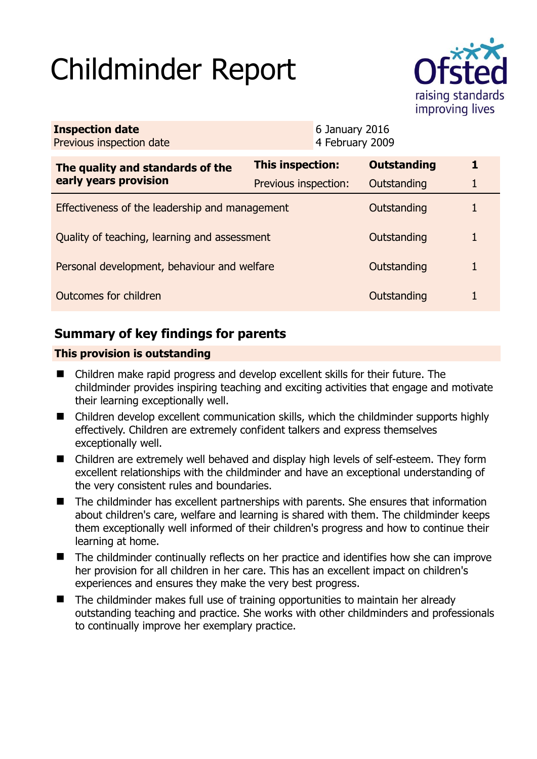# Childminder Report

| **Inspection date** | 6 January 2016 |
|---|---|
| Previous inspection date | 4 February 2009 |

| **The quality and standards of the early years provision** | **This inspection:** | **Outstanding** | **1** |
|---|---|---|---|
| | Previous inspection: | Outstanding | 1 |
| Effectiveness of the leadership and management | | Outstanding | 1 |
| Quality of teaching, learning and assessment | | Outstanding | 1 |
| Personal development, behaviour and welfare | | Outstanding | 1 |
| Outcomes for children | | Outstanding | 1 |

## Summary of key findings for parents

**This provision is outstanding**

- Children make rapid progress and develop excellent skills for their future. The childminder provides inspiring teaching and exciting activities that engage and motivate their learning exceptionally well.
- Children develop excellent communication skills, which the childminder supports highly effectively. Children are extremely confident talkers and express themselves exceptionally well.
- Children are extremely well behaved and display high levels of self-esteem. They form excellent relationships with the childminder and have an exceptional understanding of the very consistent rules and boundaries.
- The childminder has excellent partnerships with parents. She ensures that information about children's care, welfare and learning is shared with them. The childminder keeps them exceptionally well informed of their children's progress and how to continue their learning at home.
- The childminder continually reflects on her practice and identifies how she can improve her provision for all children in her care. This has an excellent impact on children's experiences and ensures they make the very best progress.
- The childminder makes full use of training opportunities to maintain her already outstanding teaching and practice. She works with other childminders and professionals to continually improve her exemplary practice.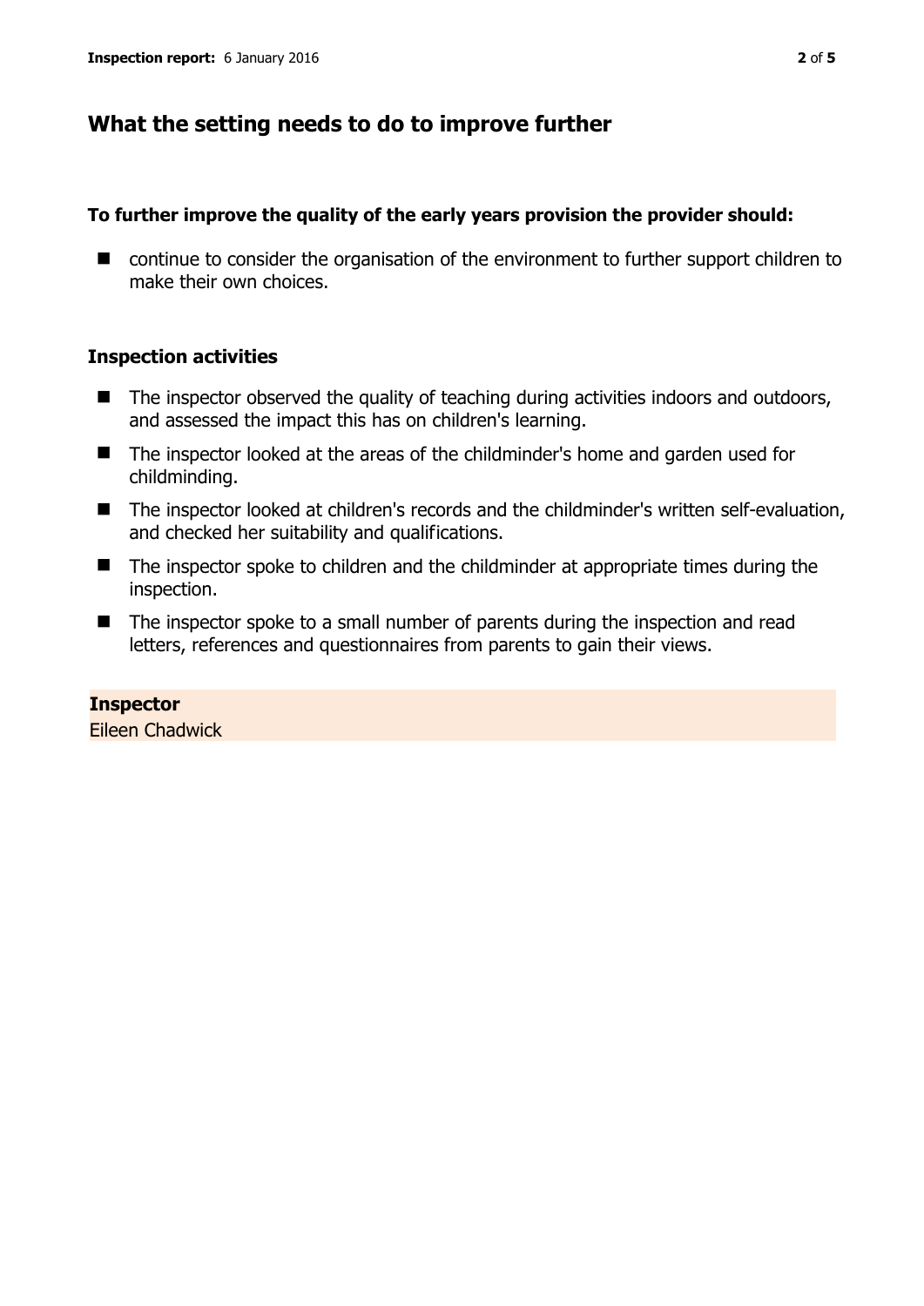## What the setting needs to do to improve further

**To further improve the quality of the early years provision the provider should:**

- continue to consider the organisation of the environment to further support children to make their own choices.

### Inspection activities

- The inspector observed the quality of teaching during activities indoors and outdoors, and assessed the impact this has on children's learning.
- The inspector looked at the areas of the childminder's home and garden used for childminding.
- The inspector looked at children's records and the childminder's written self-evaluation, and checked her suitability and qualifications.
- The inspector spoke to children and the childminder at appropriate times during the inspection.
- The inspector spoke to a small number of parents during the inspection and read letters, references and questionnaires from parents to gain their views.

**Inspector**
Eileen Chadwick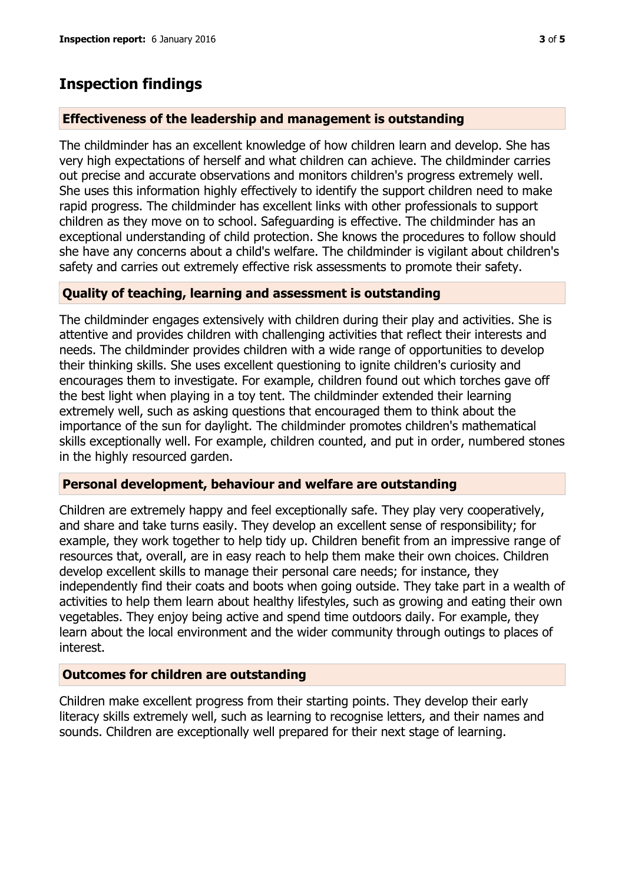## Inspection findings

### Effectiveness of the leadership and management is outstanding

The childminder has an excellent knowledge of how children learn and develop. She has very high expectations of herself and what children can achieve. The childminder carries out precise and accurate observations and monitors children's progress extremely well. She uses this information highly effectively to identify the support children need to make rapid progress. The childminder has excellent links with other professionals to support children as they move on to school. Safeguarding is effective. The childminder has an exceptional understanding of child protection. She knows the procedures to follow should she have any concerns about a child's welfare. The childminder is vigilant about children's safety and carries out extremely effective risk assessments to promote their safety.

### Quality of teaching, learning and assessment is outstanding

The childminder engages extensively with children during their play and activities. She is attentive and provides children with challenging activities that reflect their interests and needs. The childminder provides children with a wide range of opportunities to develop their thinking skills. She uses excellent questioning to ignite children's curiosity and encourages them to investigate. For example, children found out which torches gave off the best light when playing in a toy tent. The childminder extended their learning extremely well, such as asking questions that encouraged them to think about the importance of the sun for daylight. The childminder promotes children's mathematical skills exceptionally well. For example, children counted, and put in order, numbered stones in the highly resourced garden.

### Personal development, behaviour and welfare are outstanding

Children are extremely happy and feel exceptionally safe. They play very cooperatively, and share and take turns easily. They develop an excellent sense of responsibility; for example, they work together to help tidy up. Children benefit from an impressive range of resources that, overall, are in easy reach to help them make their own choices. Children develop excellent skills to manage their personal care needs; for instance, they independently find their coats and boots when going outside. They take part in a wealth of activities to help them learn about healthy lifestyles, such as growing and eating their own vegetables. They enjoy being active and spend time outdoors daily. For example, they learn about the local environment and the wider community through outings to places of interest.

### Outcomes for children are outstanding

Children make excellent progress from their starting points. They develop their early literacy skills extremely well, such as learning to recognise letters, and their names and sounds. Children are exceptionally well prepared for their next stage of learning.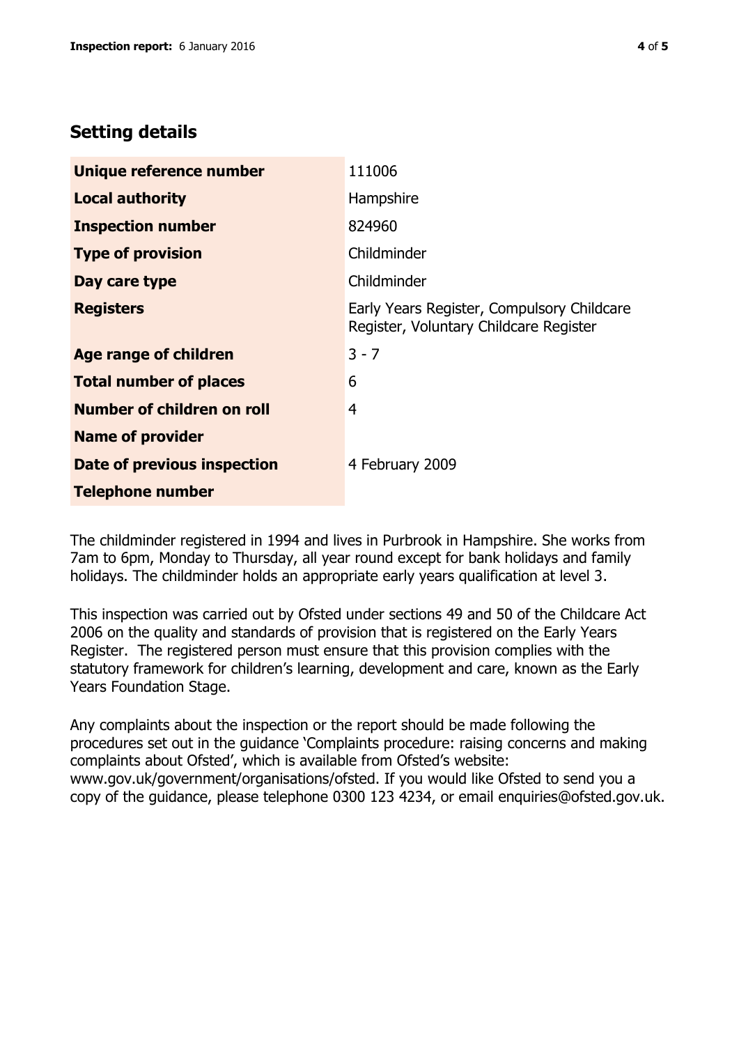## Setting details

| | |
|---|---|
| **Unique reference number** | 111006 |
| **Local authority** | Hampshire |
| **Inspection number** | 824960 |
| **Type of provision** | Childminder |
| **Day care type** | Childminder |
| **Registers** | Early Years Register, Compulsory Childcare Register, Voluntary Childcare Register |
| **Age range of children** | 3 - 7 |
| **Total number of places** | 6 |
| **Number of children on roll** | 4 |
| **Name of provider** | |
| **Date of previous inspection** | 4 February 2009 |
| **Telephone number** | |

The childminder registered in 1994 and lives in Purbrook in Hampshire. She works from 7am to 6pm, Monday to Thursday, all year round except for bank holidays and family holidays. The childminder holds an appropriate early years qualification at level 3.

This inspection was carried out by Ofsted under sections 49 and 50 of the Childcare Act 2006 on the quality and standards of provision that is registered on the Early Years Register. The registered person must ensure that this provision complies with the statutory framework for children's learning, development and care, known as the Early Years Foundation Stage.

Any complaints about the inspection or the report should be made following the procedures set out in the guidance 'Complaints procedure: raising concerns and making complaints about Ofsted', which is available from Ofsted's website: www.gov.uk/government/organisations/ofsted. If you would like Ofsted to send you a copy of the guidance, please telephone 0300 123 4234, or email enquiries@ofsted.gov.uk.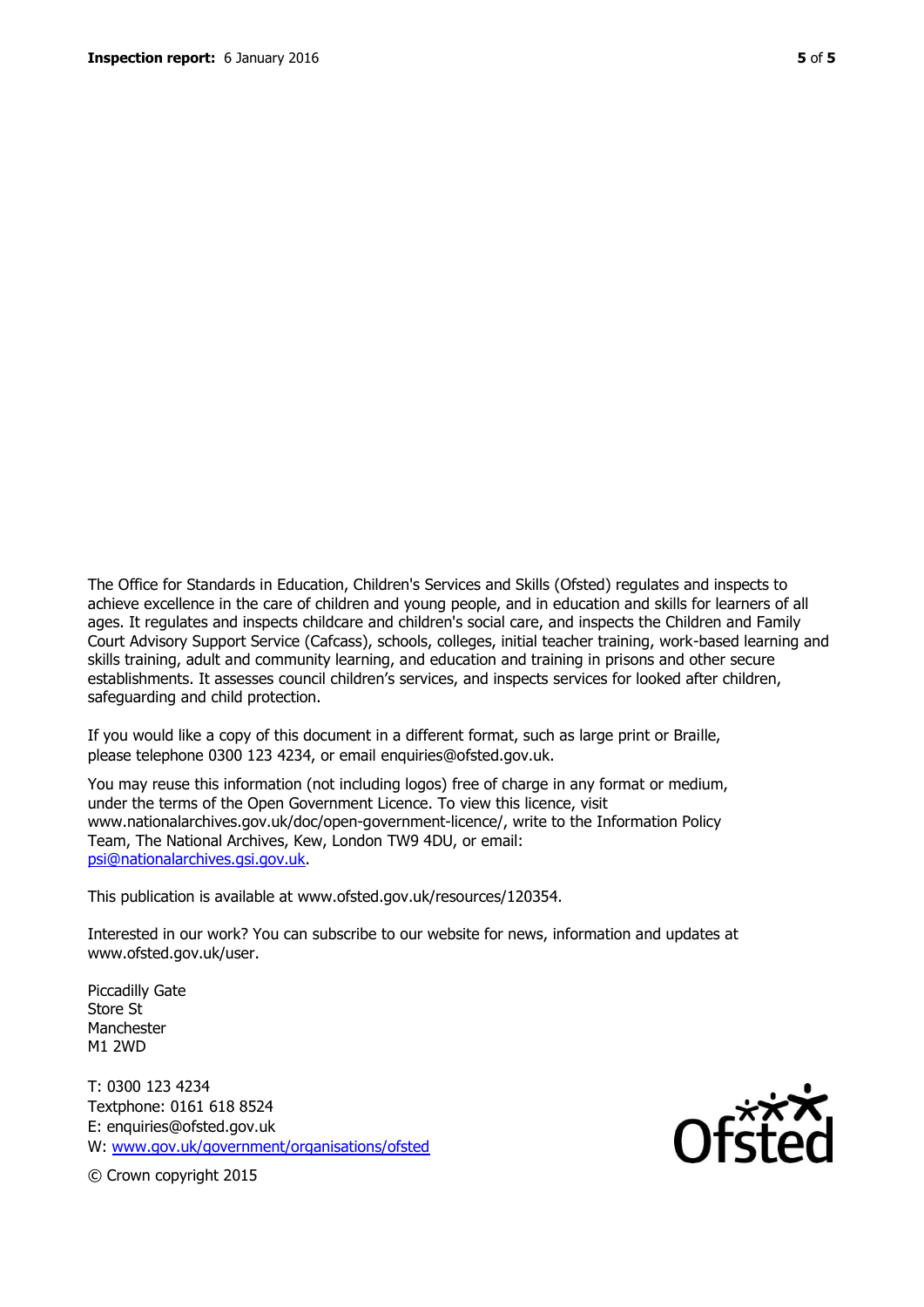The Office for Standards in Education, Children's Services and Skills (Ofsted) regulates and inspects to achieve excellence in the care of children and young people, and in education and skills for learners of all ages. It regulates and inspects childcare and children's social care, and inspects the Children and Family Court Advisory Support Service (Cafcass), schools, colleges, initial teacher training, work-based learning and skills training, adult and community learning, and education and training in prisons and other secure establishments. It assesses council children's services, and inspects services for looked after children, safeguarding and child protection.

If you would like a copy of this document in a different format, such as large print or Braille, please telephone 0300 123 4234, or email enquiries@ofsted.gov.uk.

You may reuse this information (not including logos) free of charge in any format or medium, under the terms of the Open Government Licence. To view this licence, visit www.nationalarchives.gov.uk/doc/open-government-licence/, write to the Information Policy Team, The National Archives, Kew, London TW9 4DU, or email: [psi@nationalarchives.gsi.gov.uk](mailto:psi@nationalarchives.gsi.gov.uk).

This publication is available at www.ofsted.gov.uk/resources/120354.

Interested in our work? You can subscribe to our website for news, information and updates at www.ofsted.gov.uk/user.

Piccadilly Gate
Store St
Manchester
M1 2WD

T: 0300 123 4234
Textphone: 0161 618 8524
E: enquiries@ofsted.gov.uk
W: [www.gov.uk/government/organisations/ofsted](http://www.gov.uk/government/organisations/ofsted)

© Crown copyright 2015